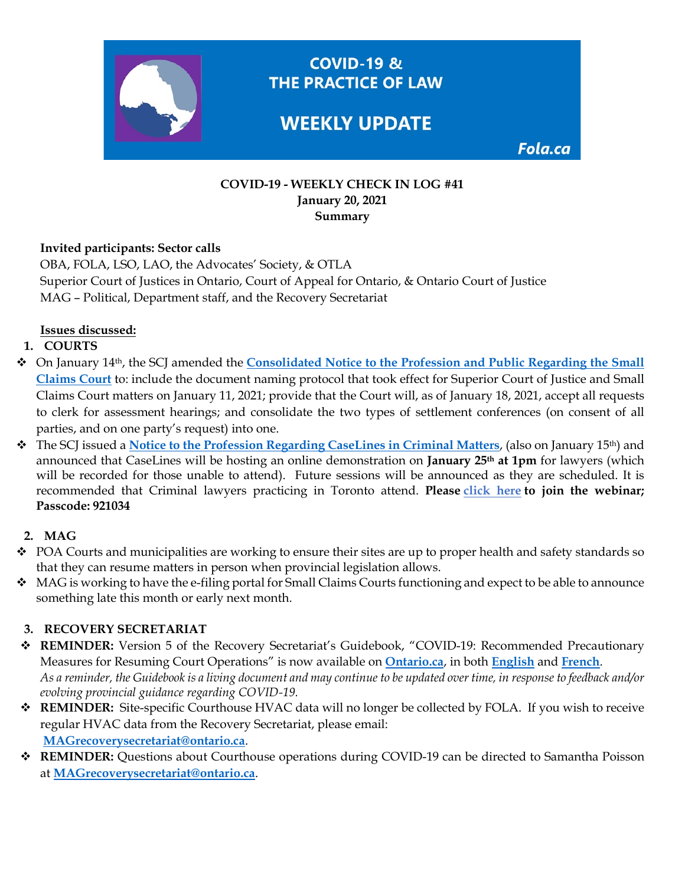# COVID-19 & THE PRACTICE OF LAW

## WEEKLY UPDATE

Fola.ca

**COVID-19 - WEEKLY CHECK IN LOG #41**
**January 20, 2021**
**Summary**

**Invited participants: Sector calls**
OBA, FOLA, LSO, LAO, the Advocates' Society, & OTLA
Superior Court of Justices in Ontario, Court of Appeal for Ontario, & Ontario Court of Justice
MAG – Political, Department staff, and the Recovery Secretariat

**Issues discussed:**

1. **COURTS**

- On January 14th, the SCJ amended the **Consolidated Notice to the Profession and Public Regarding the Small Claims Court** to: include the document naming protocol that took effect for Superior Court of Justice and Small Claims Court matters on January 11, 2021; provide that the Court will, as of January 18, 2021, accept all requests to clerk for assessment hearings; and consolidate the two types of settlement conferences (on consent of all parties, and on one party's request) into one.
- The SCJ issued a **Notice to the Profession Regarding CaseLines in Criminal Matters**, (also on January 15th) and announced that CaseLines will be hosting an online demonstration on **January 25th at 1pm** for lawyers (which will be recorded for those unable to attend). Future sessions will be announced as they are scheduled. It is recommended that Criminal lawyers practicing in Toronto attend. **Please click here to join the webinar; Passcode: 921034**

2. **MAG**

- POA Courts and municipalities are working to ensure their sites are up to proper health and safety standards so that they can resume matters in person when provincial legislation allows.
- MAG is working to have the e-filing portal for Small Claims Courts functioning and expect to be able to announce something late this month or early next month.

3. **RECOVERY SECRETARIAT**

- **REMINDER:** Version 5 of the Recovery Secretariat's Guidebook, "COVID-19: Recommended Precautionary Measures for Resuming Court Operations" is now available on **Ontario.ca**, in both **English** and **French**.
  *As a reminder, the Guidebook is a living document and may continue to be updated over time, in response to feedback and/or evolving provincial guidance regarding COVID-19.*
- **REMINDER:** Site-specific Courthouse HVAC data will no longer be collected by FOLA. If you wish to receive regular HVAC data from the Recovery Secretariat, please email: **MAGrecoverysecretariat@ontario.ca**.
- **REMINDER:** Questions about Courthouse operations during COVID-19 can be directed to Samantha Poisson at **MAGrecoverysecretariat@ontario.ca**.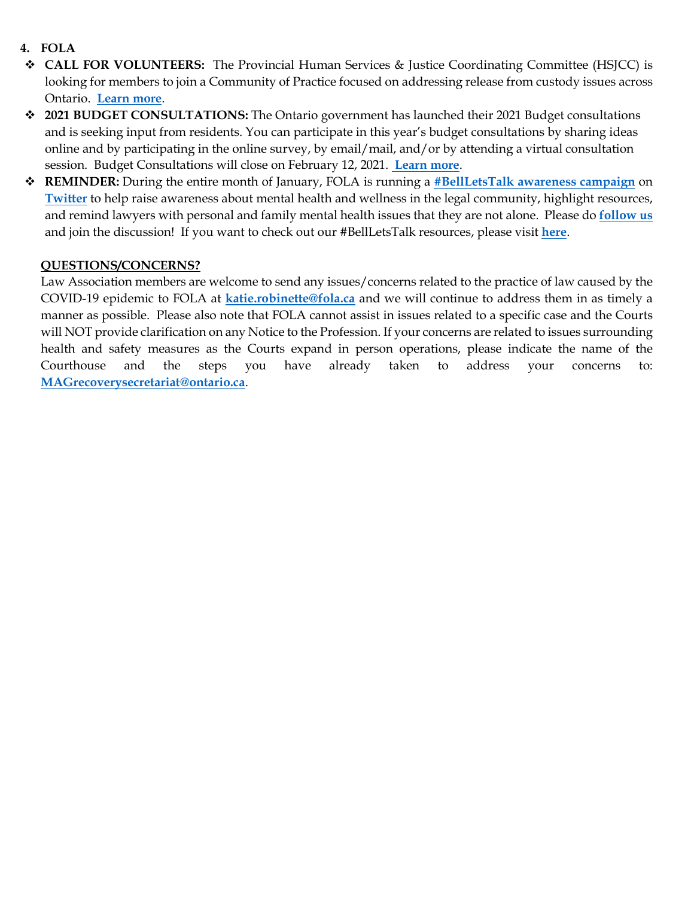4. **FOLA**

- **CALL FOR VOLUNTEERS:** The Provincial Human Services & Justice Coordinating Committee (HSJCC) is looking for members to join a Community of Practice focused on addressing release from custody issues across Ontario. **Learn more**.
- **2021 BUDGET CONSULTATIONS:** The Ontario government has launched their 2021 Budget consultations and is seeking input from residents. You can participate in this year's budget consultations by sharing ideas online and by participating in the online survey, by email/mail, and/or by attending a virtual consultation session. Budget Consultations will close on February 12, 2021. **Learn more**.
- **REMINDER:** During the entire month of January, FOLA is running a **#BellLetsTalk awareness campaign** on **Twitter** to help raise awareness about mental health and wellness in the legal community, highlight resources, and remind lawyers with personal and family mental health issues that they are not alone. Please do **follow us** and join the discussion! If you want to check out our #BellLetsTalk resources, please visit **here**.

**QUESTIONS/CONCERNS?**

Law Association members are welcome to send any issues/concerns related to the practice of law caused by the COVID-19 epidemic to FOLA at **katie.robinette@fola.ca** and we will continue to address them in as timely a manner as possible. Please also note that FOLA cannot assist in issues related to a specific case and the Courts will NOT provide clarification on any Notice to the Profession. If your concerns are related to issues surrounding health and safety measures as the Courts expand in person operations, please indicate the name of the Courthouse and the steps you have already taken to address your concerns to: **MAGrecoverysecretariat@ontario.ca**.